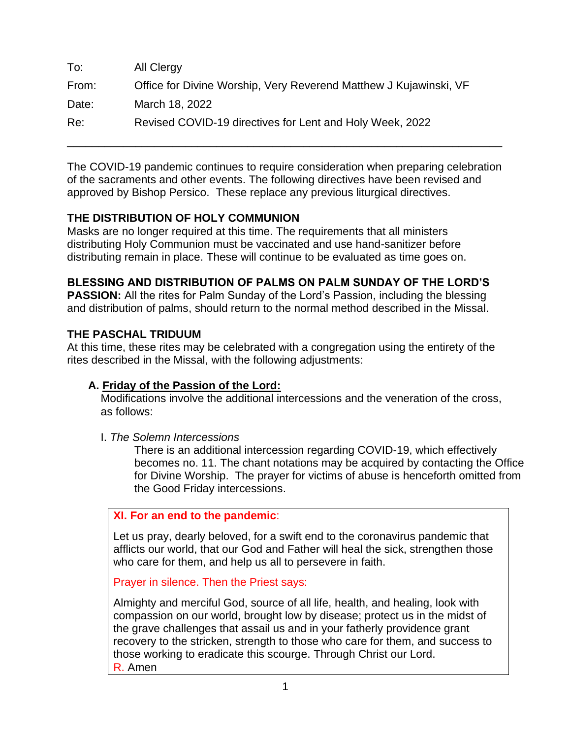| | |
|---|---|
| To: | All Clergy |
| From: | Office for Divine Worship, Very Reverend Matthew J Kujawinski, VF |
| Date: | March 18, 2022 |
| Re: | Revised COVID-19 directives for Lent and Holy Week, 2022 |

---

The COVID-19 pandemic continues to require consideration when preparing celebration of the sacraments and other events. The following directives have been revised and approved by Bishop Persico. These replace any previous liturgical directives.

**THE DISTRIBUTION OF HOLY COMMUNION**

Masks are no longer required at this time. The requirements that all ministers distributing Holy Communion must be vaccinated and use hand-sanitizer before distributing remain in place. These will continue to be evaluated as time goes on.

**BLESSING AND DISTRIBUTION OF PALMS ON PALM SUNDAY OF THE LORD'S PASSION:** All the rites for Palm Sunday of the Lord's Passion, including the blessing and distribution of palms, should return to the normal method described in the Missal.

**THE PASCHAL TRIDUUM**

At this time, these rites may be celebrated with a congregation using the entirety of the rites described in the Missal, with the following adjustments:

**A. Friday of the Passion of the Lord:**

Modifications involve the additional intercessions and the veneration of the cross, as follows:

I. *The Solemn Intercessions*

There is an additional intercession regarding COVID-19, which effectively becomes no. 11. The chant notations may be acquired by contacting the Office for Divine Worship. The prayer for victims of abuse is henceforth omitted from the Good Friday intercessions.

> **XI. For an end to the pandemic**:
>
> Let us pray, dearly beloved, for a swift end to the coronavirus pandemic that afflicts our world, that our God and Father will heal the sick, strengthen those who care for them, and help us all to persevere in faith.
>
> Prayer in silence. Then the Priest says:
>
> Almighty and merciful God, source of all life, health, and healing, look with compassion on our world, brought low by disease; protect us in the midst of the grave challenges that assail us and in your fatherly providence grant recovery to the stricken, strength to those who care for them, and success to those working to eradicate this scourge. Through Christ our Lord.
> R. Amen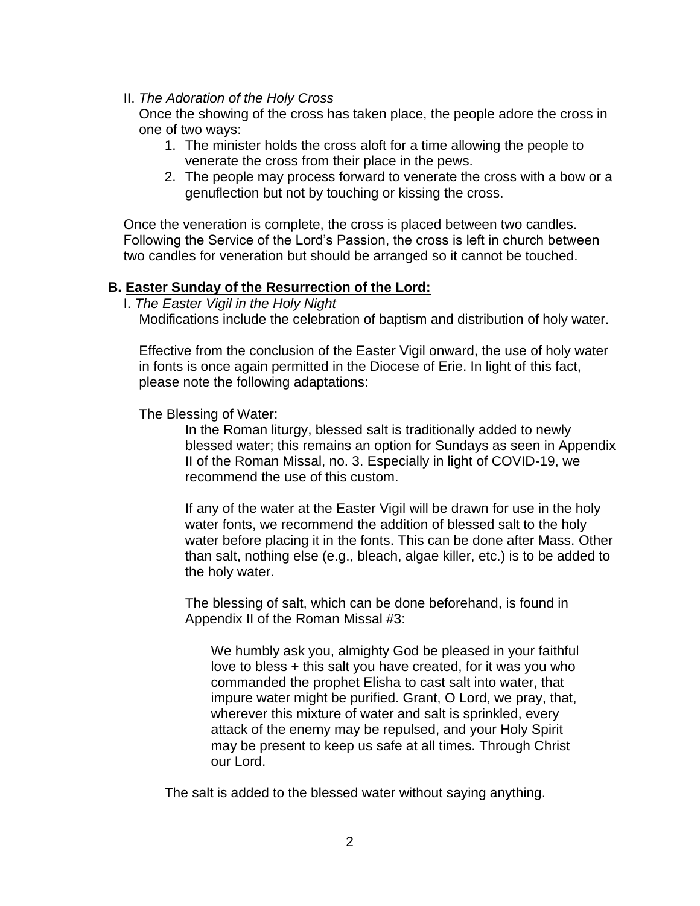II. *The Adoration of the Holy Cross*

Once the showing of the cross has taken place, the people adore the cross in one of two ways:

1. The minister holds the cross aloft for a time allowing the people to venerate the cross from their place in the pews.
2. The people may process forward to venerate the cross with a bow or a genuflection but not by touching or kissing the cross.

Once the veneration is complete, the cross is placed between two candles. Following the Service of the Lord's Passion, the cross is left in church between two candles for veneration but should be arranged so it cannot be touched.

## B. **Easter Sunday of the Resurrection of the Lord:**

I. *The Easter Vigil in the Holy Night*

Modifications include the celebration of baptism and distribution of holy water.

Effective from the conclusion of the Easter Vigil onward, the use of holy water in fonts is once again permitted in the Diocese of Erie. In light of this fact, please note the following adaptations:

The Blessing of Water:

In the Roman liturgy, blessed salt is traditionally added to newly blessed water; this remains an option for Sundays as seen in Appendix II of the Roman Missal, no. 3. Especially in light of COVID-19, we recommend the use of this custom.

If any of the water at the Easter Vigil will be drawn for use in the holy water fonts, we recommend the addition of blessed salt to the holy water before placing it in the fonts. This can be done after Mass. Other than salt, nothing else (e.g., bleach, algae killer, etc.) is to be added to the holy water.

The blessing of salt, which can be done beforehand, is found in Appendix II of the Roman Missal #3:

> We humbly ask you, almighty God be pleased in your faithful love to bless + this salt you have created, for it was you who commanded the prophet Elisha to cast salt into water, that impure water might be purified. Grant, O Lord, we pray, that, wherever this mixture of water and salt is sprinkled, every attack of the enemy may be repulsed, and your Holy Spirit may be present to keep us safe at all times. Through Christ our Lord.

The salt is added to the blessed water without saying anything.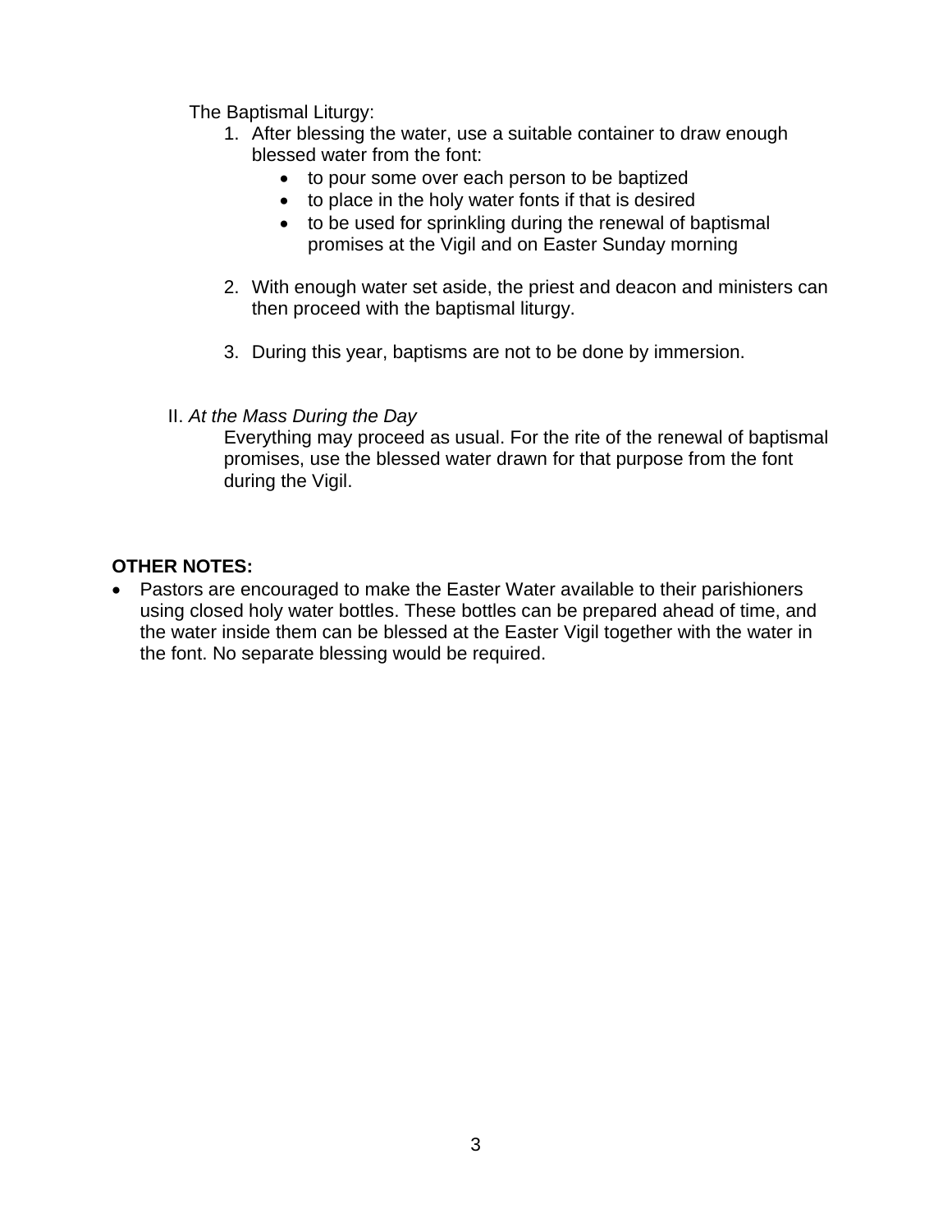The Baptismal Liturgy:

1. After blessing the water, use a suitable container to draw enough blessed water from the font:
   - to pour some over each person to be baptized
   - to place in the holy water fonts if that is desired
   - to be used for sprinkling during the renewal of baptismal promises at the Vigil and on Easter Sunday morning

2. With enough water set aside, the priest and deacon and ministers can then proceed with the baptismal liturgy.

3. During this year, baptisms are not to be done by immersion.

II. *At the Mass During the Day*

Everything may proceed as usual. For the rite of the renewal of baptismal promises, use the blessed water drawn for that purpose from the font during the Vigil.

**OTHER NOTES:**

- Pastors are encouraged to make the Easter Water available to their parishioners using closed holy water bottles. These bottles can be prepared ahead of time, and the water inside them can be blessed at the Easter Vigil together with the water in the font. No separate blessing would be required.